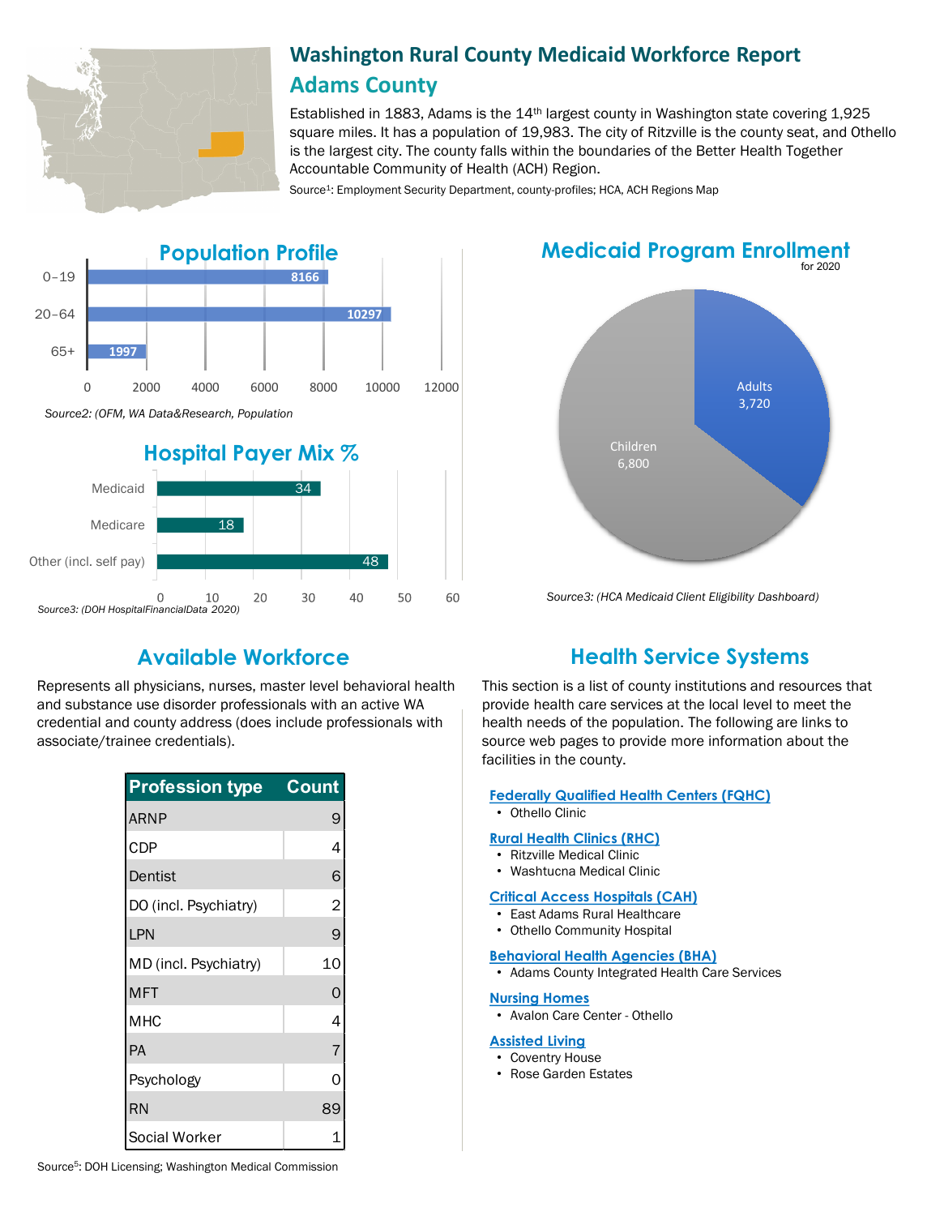# Washington Rural County Medicaid Workforce Report

## Adams County

Established in 1883, Adams is the 14th largest county in Washington state covering 1,925 square miles. It has a population of 19,983. The city of Ritzville is the county seat, and Othello is the largest city. The county falls within the boundaries of the Better Health Together Accountable Community of Health (ACH) Region.

Source[1]: Employment Security Department, county-profiles; HCA, ACH Regions Map

## Population Profile

| Age | Population |
|---|---|
| 0–19 | 8166 |
| 20–64 | 10297 |
| 65+ | 1997 |

*Source2: (OFM, WA Data&Research, Population*

## Hospital Payer Mix %

| Payer | % |
|---|---|
| Medicaid | 34 |
| Medicare | 18 |
| Other (incl. self pay) | 48 |

*Source3: (DOH HospitalFinancialData 2020)*

## Medicaid Program Enrollment

for 2020

| Group | Enrollment |
|---|---|
| Adults | 3,720 |
| Children | 6,800 |

*Source3: (HCA Medicaid Client Eligibility Dashboard)*

## Available Workforce

Represents all physicians, nurses, master level behavioral health and substance use disorder professionals with an active WA credential and county address (does include professionals with associate/trainee credentials).

| Profession type | Count |
|---|---|
| ARNP | 9 |
| CDP | 4 |
| Dentist | 6 |
| DO (incl. Psychiatry) | 2 |
| LPN | 9 |
| MD (incl. Psychiatry) | 10 |
| MFT | 0 |
| MHC | 4 |
| PA | 7 |
| Psychology | 0 |
| RN | 89 |
| Social Worker | 1 |

Source[5]: DOH Licensing; Washington Medical Commission

## Health Service Systems

This section is a list of county institutions and resources that provide health care services at the local level to meet the health needs of the population. The following are links to source web pages to provide more information about the facilities in the county.

**Federally Qualified Health Centers (FQHC)**
- Othello Clinic

**Rural Health Clinics (RHC)**
- Ritzville Medical Clinic
- Washtucna Medical Clinic

**Critical Access Hospitals (CAH)**
- East Adams Rural Healthcare
- Othello Community Hospital

**Behavioral Health Agencies (BHA)**
- Adams County Integrated Health Care Services

**Nursing Homes**
- Avalon Care Center - Othello

**Assisted Living**
- Coventry House
- Rose Garden Estates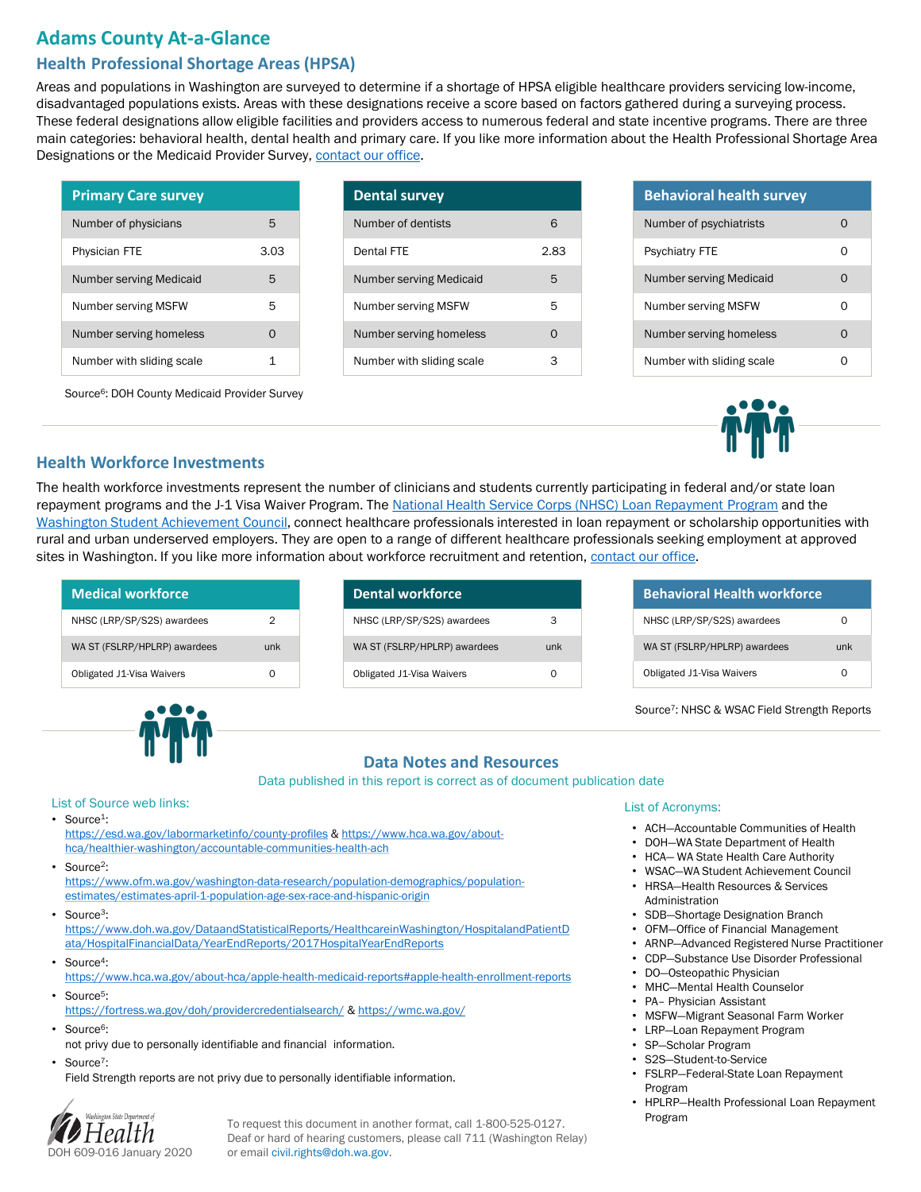# Adams County At-a-Glance

## Health Professional Shortage Areas (HPSA)

Areas and populations in Washington are surveyed to determine if a shortage of HPSA eligible healthcare providers servicing low-income, disadvantaged populations exists. Areas with these designations receive a score based on factors gathered during a surveying process. These federal designations allow eligible facilities and providers access to numerous federal and state incentive programs. There are three main categories: behavioral health, dental health and primary care. If you like more information about the Health Professional Shortage Area Designations or the Medicaid Provider Survey, contact our office.

| Primary Care survey | |
|---|---|
| Number of physicians | 5 |
| Physician FTE | 3.03 |
| Number serving Medicaid | 5 |
| Number serving MSFW | 5 |
| Number serving homeless | 0 |
| Number with sliding scale | 1 |

| Dental survey | |
|---|---|
| Number of dentists | 6 |
| Dental FTE | 2.83 |
| Number serving Medicaid | 5 |
| Number serving MSFW | 5 |
| Number serving homeless | 0 |
| Number with sliding scale | 3 |

| Behavioral health survey | |
|---|---|
| Number of psychiatrists | 0 |
| Psychiatry FTE | 0 |
| Number serving Medicaid | 0 |
| Number serving MSFW | 0 |
| Number serving homeless | 0 |
| Number with sliding scale | 0 |

Source[6]: DOH County Medicaid Provider Survey

## Health Workforce Investments

The health workforce investments represent the number of clinicians and students currently participating in federal and/or state loan repayment programs and the J-1 Visa Waiver Program. The National Health Service Corps (NHSC) Loan Repayment Program and the Washington Student Achievement Council, connect healthcare professionals interested in loan repayment or scholarship opportunities with rural and urban underserved employers. They are open to a range of different healthcare professionals seeking employment at approved sites in Washington. If you like more information about workforce recruitment and retention, contact our office.

| Medical workforce | |
|---|---|
| NHSC (LRP/SP/S2S) awardees | 2 |
| WA ST (FSLRP/HPLRP) awardees | unk |
| Obligated J1-Visa Waivers | 0 |

| Dental workforce | |
|---|---|
| NHSC (LRP/SP/S2S) awardees | 3 |
| WA ST (FSLRP/HPLRP) awardees | unk |
| Obligated J1-Visa Waivers | 0 |

| Behavioral Health workforce | |
|---|---|
| NHSC (LRP/SP/S2S) awardees | 0 |
| WA ST (FSLRP/HPLRP) awardees | unk |
| Obligated J1-Visa Waivers | 0 |

Source[7]: NHSC & WSAC Field Strength Reports

## Data Notes and Resources

Data published in this report is correct as of document publication date

List of Source web links:

- Source[1]:
  https://esd.wa.gov/labormarketinfo/county-profiles & https://www.hca.wa.gov/about-hca/healthier-washington/accountable-communities-health-ach
- Source[2]:
  https://www.ofm.wa.gov/washington-data-research/population-demographics/population-estimates/estimates-april-1-population-age-sex-race-and-hispanic-origin
- Source[3]:
  https://www.doh.wa.gov/DataandStatisticalReports/HealthcareinWashington/HospitalandPatientData/HospitalFinancialData/YearEndReports/2017HospitalYearEndReports
- Source[4]:
  https://www.hca.wa.gov/about-hca/apple-health-medicaid-reports#apple-health-enrollment-reports
- Source[5]:
  https://fortress.wa.gov/doh/providercredentialsearch/ & https://wmc.wa.gov/
- Source[6]:
  not privy due to personally identifiable and financial information.
- Source[7]:
  Field Strength reports are not privy due to personally identifiable information.

List of Acronyms:

- ACH—Accountable Communities of Health
- DOH—WA State Department of Health
- HCA— WA State Health Care Authority
- WSAC—WA Student Achievement Council
- HRSA—Health Resources & Services Administration
- SDB—Shortage Designation Branch
- OFM—Office of Financial Management
- ARNP—Advanced Registered Nurse Practitioner
- CDP—Substance Use Disorder Professional
- DO—Osteopathic Physician
- MHC—Mental Health Counselor
- PA– Physician Assistant
- MSFW—Migrant Seasonal Farm Worker
- LRP—Loan Repayment Program
- SP—Scholar Program
- S2S—Student-to-Service
- FSLRP—Federal-State Loan Repayment Program
- HPLRP—Health Professional Loan Repayment Program

Washington State Department of Health

DOH 609-016 January 2020

To request this document in another format, call 1-800-525-0127. Deaf or hard of hearing customers, please call 711 (Washington Relay) or email civil.rights@doh.wa.gov.